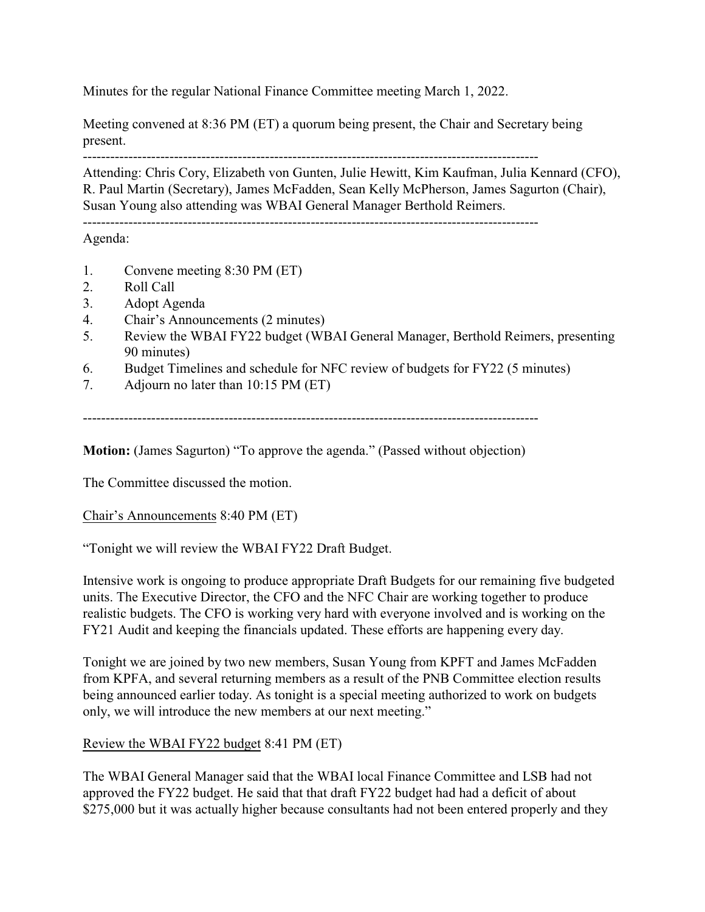Minutes for the regular National Finance Committee meeting March 1, 2022.

Meeting convened at 8:36 PM (ET) a quorum being present, the Chair and Secretary being present.

---

Attending: Chris Cory, Elizabeth von Gunten, Julie Hewitt, Kim Kaufman, Julia Kennard (CFO), R. Paul Martin (Secretary), James McFadden, Sean Kelly McPherson, James Sagurton (Chair), Susan Young also attending was WBAI General Manager Berthold Reimers.

---

Agenda:

1. Convene meeting 8:30 PM (ET)
2. Roll Call
3. Adopt Agenda
4. Chair's Announcements (2 minutes)
5. Review the WBAI FY22 budget (WBAI General Manager, Berthold Reimers, presenting 90 minutes)
6. Budget Timelines and schedule for NFC review of budgets for FY22 (5 minutes)
7. Adjourn no later than 10:15 PM (ET)

---

**Motion:** (James Sagurton) "To approve the agenda." (Passed without objection)

The Committee discussed the motion.

<u>Chair's Announcements</u> 8:40 PM (ET)

"Tonight we will review the WBAI FY22 Draft Budget.

Intensive work is ongoing to produce appropriate Draft Budgets for our remaining five budgeted units. The Executive Director, the CFO and the NFC Chair are working together to produce realistic budgets. The CFO is working very hard with everyone involved and is working on the FY21 Audit and keeping the financials updated. These efforts are happening every day.

Tonight we are joined by two new members, Susan Young from KPFT and James McFadden from KPFA, and several returning members as a result of the PNB Committee election results being announced earlier today. As tonight is a special meeting authorized to work on budgets only, we will introduce the new members at our next meeting."

<u>Review the WBAI FY22 budget</u> 8:41 PM (ET)

The WBAI General Manager said that the WBAI local Finance Committee and LSB had not approved the FY22 budget. He said that that draft FY22 budget had had a deficit of about $275,000 but it was actually higher because consultants had not been entered properly and they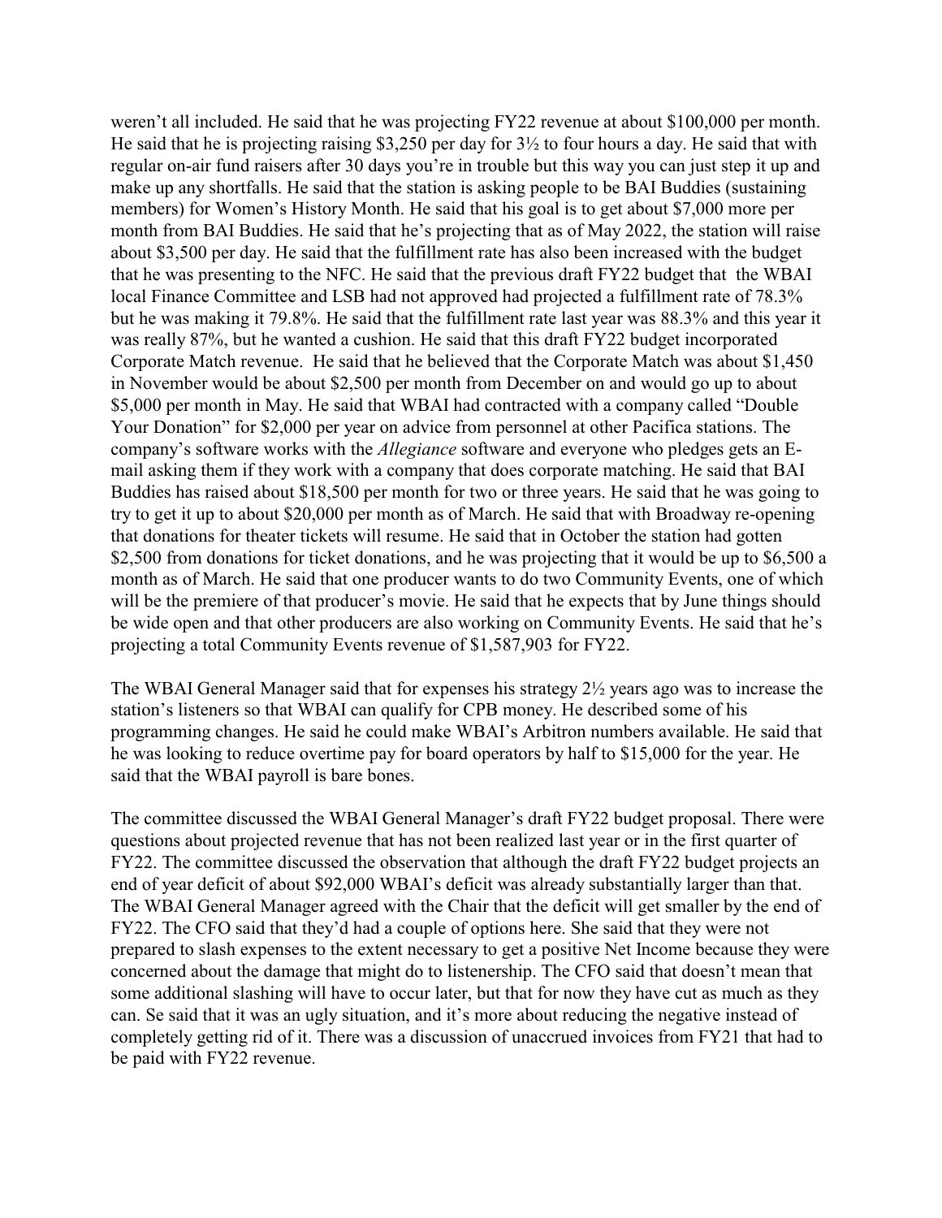weren't all included. He said that he was projecting FY22 revenue at about $100,000 per month. He said that he is projecting raising $3,250 per day for 3½ to four hours a day. He said that with regular on-air fund raisers after 30 days you're in trouble but this way you can just step it up and make up any shortfalls. He said that the station is asking people to be BAI Buddies (sustaining members) for Women's History Month. He said that his goal is to get about $7,000 more per month from BAI Buddies. He said that he's projecting that as of May 2022, the station will raise about $3,500 per day. He said that the fulfillment rate has also been increased with the budget that he was presenting to the NFC. He said that the previous draft FY22 budget that the WBAI local Finance Committee and LSB had not approved had projected a fulfillment rate of 78.3% but he was making it 79.8%. He said that the fulfillment rate last year was 88.3% and this year it was really 87%, but he wanted a cushion. He said that this draft FY22 budget incorporated Corporate Match revenue. He said that he believed that the Corporate Match was about $1,450 in November would be about $2,500 per month from December on and would go up to about $5,000 per month in May. He said that WBAI had contracted with a company called "Double Your Donation" for $2,000 per year on advice from personnel at other Pacifica stations. The company's software works with the *Allegiance* software and everyone who pledges gets an E-mail asking them if they work with a company that does corporate matching. He said that BAI Buddies has raised about $18,500 per month for two or three years. He said that he was going to try to get it up to about $20,000 per month as of March. He said that with Broadway re-opening that donations for theater tickets will resume. He said that in October the station had gotten $2,500 from donations for ticket donations, and he was projecting that it would be up to $6,500 a month as of March. He said that one producer wants to do two Community Events, one of which will be the premiere of that producer's movie. He said that he expects that by June things should be wide open and that other producers are also working on Community Events. He said that he's projecting a total Community Events revenue of $1,587,903 for FY22.

The WBAI General Manager said that for expenses his strategy 2½ years ago was to increase the station's listeners so that WBAI can qualify for CPB money. He described some of his programming changes. He said he could make WBAI's Arbitron numbers available. He said that he was looking to reduce overtime pay for board operators by half to $15,000 for the year. He said that the WBAI payroll is bare bones.

The committee discussed the WBAI General Manager's draft FY22 budget proposal. There were questions about projected revenue that has not been realized last year or in the first quarter of FY22. The committee discussed the observation that although the draft FY22 budget projects an end of year deficit of about $92,000 WBAI's deficit was already substantially larger than that. The WBAI General Manager agreed with the Chair that the deficit will get smaller by the end of FY22. The CFO said that they'd had a couple of options here. She said that they were not prepared to slash expenses to the extent necessary to get a positive Net Income because they were concerned about the damage that might do to listenership. The CFO said that doesn't mean that some additional slashing will have to occur later, but that for now they have cut as much as they can. Se said that it was an ugly situation, and it's more about reducing the negative instead of completely getting rid of it. There was a discussion of unaccrued invoices from FY21 that had to be paid with FY22 revenue.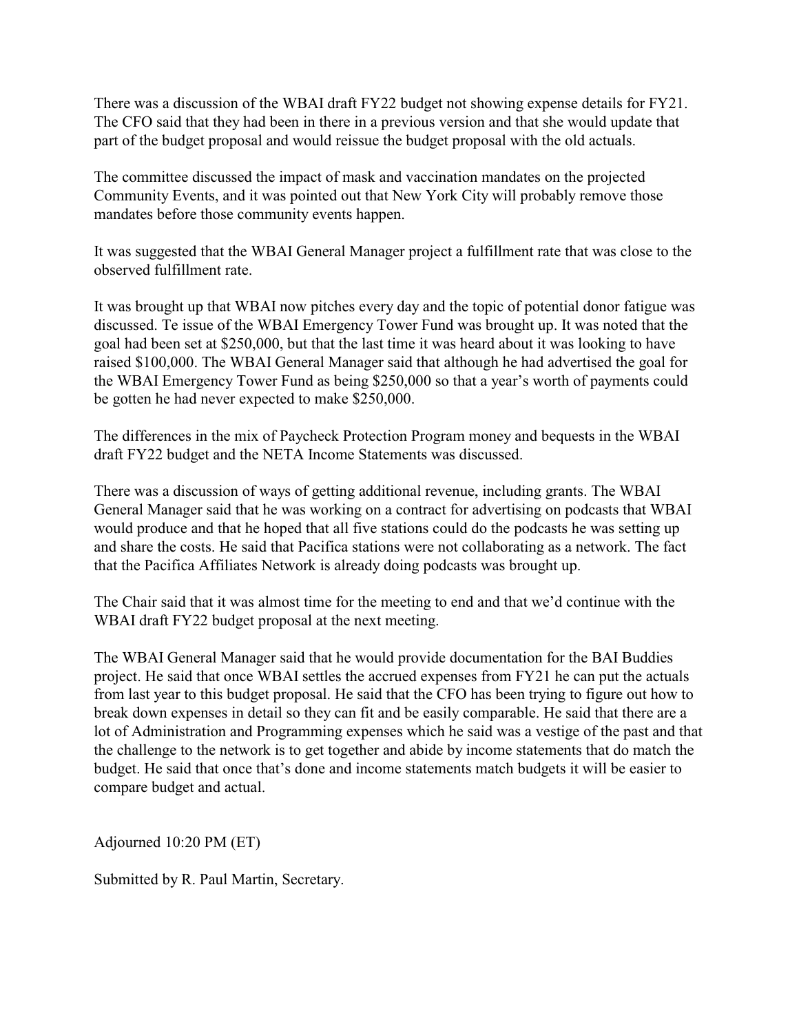There was a discussion of the WBAI draft FY22 budget not showing expense details for FY21. The CFO said that they had been in there in a previous version and that she would update that part of the budget proposal and would reissue the budget proposal with the old actuals.

The committee discussed the impact of mask and vaccination mandates on the projected Community Events, and it was pointed out that New York City will probably remove those mandates before those community events happen.

It was suggested that the WBAI General Manager project a fulfillment rate that was close to the observed fulfillment rate.

It was brought up that WBAI now pitches every day and the topic of potential donor fatigue was discussed. Te issue of the WBAI Emergency Tower Fund was brought up. It was noted that the goal had been set at $250,000, but that the last time it was heard about it was looking to have raised $100,000. The WBAI General Manager said that although he had advertised the goal for the WBAI Emergency Tower Fund as being $250,000 so that a year's worth of payments could be gotten he had never expected to make $250,000.

The differences in the mix of Paycheck Protection Program money and bequests in the WBAI draft FY22 budget and the NETA Income Statements was discussed.

There was a discussion of ways of getting additional revenue, including grants. The WBAI General Manager said that he was working on a contract for advertising on podcasts that WBAI would produce and that he hoped that all five stations could do the podcasts he was setting up and share the costs. He said that Pacifica stations were not collaborating as a network. The fact that the Pacifica Affiliates Network is already doing podcasts was brought up.

The Chair said that it was almost time for the meeting to end and that we'd continue with the WBAI draft FY22 budget proposal at the next meeting.

The WBAI General Manager said that he would provide documentation for the BAI Buddies project. He said that once WBAI settles the accrued expenses from FY21 he can put the actuals from last year to this budget proposal. He said that the CFO has been trying to figure out how to break down expenses in detail so they can fit and be easily comparable. He said that there are a lot of Administration and Programming expenses which he said was a vestige of the past and that the challenge to the network is to get together and abide by income statements that do match the budget. He said that once that's done and income statements match budgets it will be easier to compare budget and actual.

Adjourned 10:20 PM (ET)

Submitted by R. Paul Martin, Secretary.